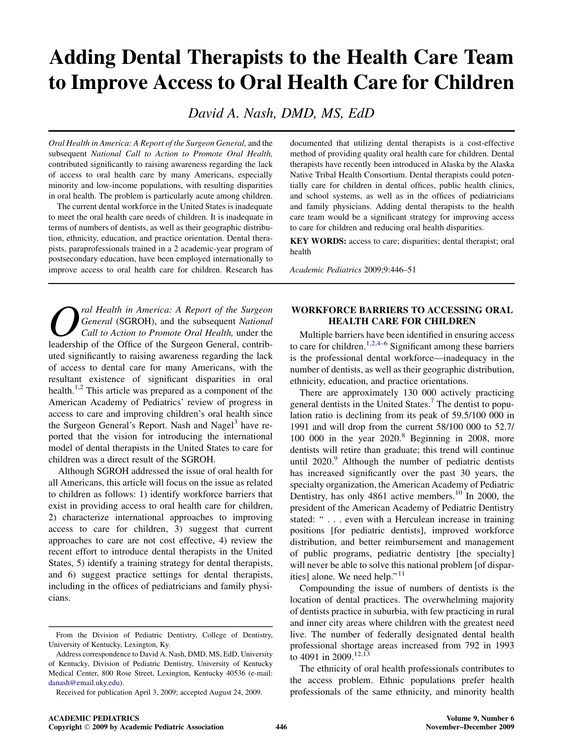# Adding Dental Therapists to the Health Care Team to Improve Access to Oral Health Care for Children

*David A. Nash, DMD, MS, EdD*

*Oral Health in America: A Report of the Surgeon General,* and the subsequent *National Call to Action to Promote Oral Health,* contributed significantly to raising awareness regarding the lack of access to oral health care by many Americans, especially minority and low-income populations, with resulting disparities in oral health. The problem is particularly acute among children.

The current dental workforce in the United States is inadequate to meet the oral health care needs of children. It is inadequate in terms of numbers of dentists, as well as their geographic distribution, ethnicity, education, and practice orientation. Dental therapists, paraprofessionals trained in a 2 academic-year program of postsecondary education, have been employed internationally to improve access to oral health care for children. Research has documented that utilizing dental therapists is a cost-effective method of providing quality oral health care for children. Dental therapists have recently been introduced in Alaska by the Alaska Native Tribal Health Consortium. Dental therapists could potentially care for children in dental offices, public health clinics, and school systems, as well as in the offices of pediatricians and family physicians. Adding dental therapists to the health care team would be a significant strategy for improving access to care for children and reducing oral health disparities.

**KEY WORDS:** access to care; disparities; dental therapist; oral health

*Academic Pediatrics* 2009;9:446–51

*Oral Health in America: A Report of the Surgeon General* (SGROH), and the subsequent *National Call to Action to Promote Oral Health,* under the leadership of the Office of the Surgeon General, contributed significantly to raising awareness regarding the lack of access to dental care for many Americans, with the resultant existence of significant disparities in oral health.[1,2] This article was prepared as a component of the American Academy of Pediatrics' review of progress in access to care and improving children's oral health since the Surgeon General's Report. Nash and Nagel[3] have reported that the vision for introducing the international model of dental therapists in the United States to care for children was a direct result of the SGROH.

Although SGROH addressed the issue of oral health for all Americans, this article will focus on the issue as related to children as follows: 1) identify workforce barriers that exist in providing access to oral health care for children, 2) characterize international approaches to improving access to care for children, 3) suggest that current approaches to care are not cost effective, 4) review the recent effort to introduce dental therapists in the United States, 5) identify a training strategy for dental therapists, and 6) suggest practice settings for dental therapists, including in the offices of pediatricians and family physicians.

From the Division of Pediatric Dentistry, College of Dentistry, University of Kentucky, Lexington, Ky.

Address correspondence to David A. Nash, DMD, MS, EdD, University of Kentucky, Division of Pediatric Dentistry, University of Kentucky Medical Center, 800 Rose Street, Lexington, Kentucky 40536 (e-mail: danash@email.uky.edu).

Received for publication April 3, 2009; accepted August 24, 2009.

## WORKFORCE BARRIERS TO ACCESSING ORAL HEALTH CARE FOR CHILDREN

Multiple barriers have been identified in ensuring access to care for children.[1,2,4–6] Significant among these barriers is the professional dental workforce—inadequacy in the number of dentists, as well as their geographic distribution, ethnicity, education, and practice orientations.

There are approximately 130 000 actively practicing general dentists in the United States.[7] The dentist to population ratio is declining from its peak of 59.5/100 000 in 1991 and will drop from the current 58/100 000 to 52.7/100 000 in the year 2020.[8] Beginning in 2008, more dentists will retire than graduate; this trend will continue until 2020.[9] Although the number of pediatric dentists has increased significantly over the past 30 years, the specialty organization, the American Academy of Pediatric Dentistry, has only 4861 active members.[10] In 2000, the president of the American Academy of Pediatric Dentistry stated: " . . . even with a Herculean increase in training positions [for pediatric dentists], improved workforce distribution, and better reimbursement and management of public programs, pediatric dentistry [the specialty] will never be able to solve this national problem [of disparities] alone. We need help."[11]

Compounding the issue of numbers of dentists is the location of dental practices. The overwhelming majority of dentists practice in suburbia, with few practicing in rural and inner city areas where children with the greatest need live. The number of federally designated dental health professional shortage areas increased from 792 in 1993 to 4091 in 2009.[12,13]

The ethnicity of oral health professionals contributes to the access problem. Ethnic populations prefer health professionals of the same ethnicity, and minority health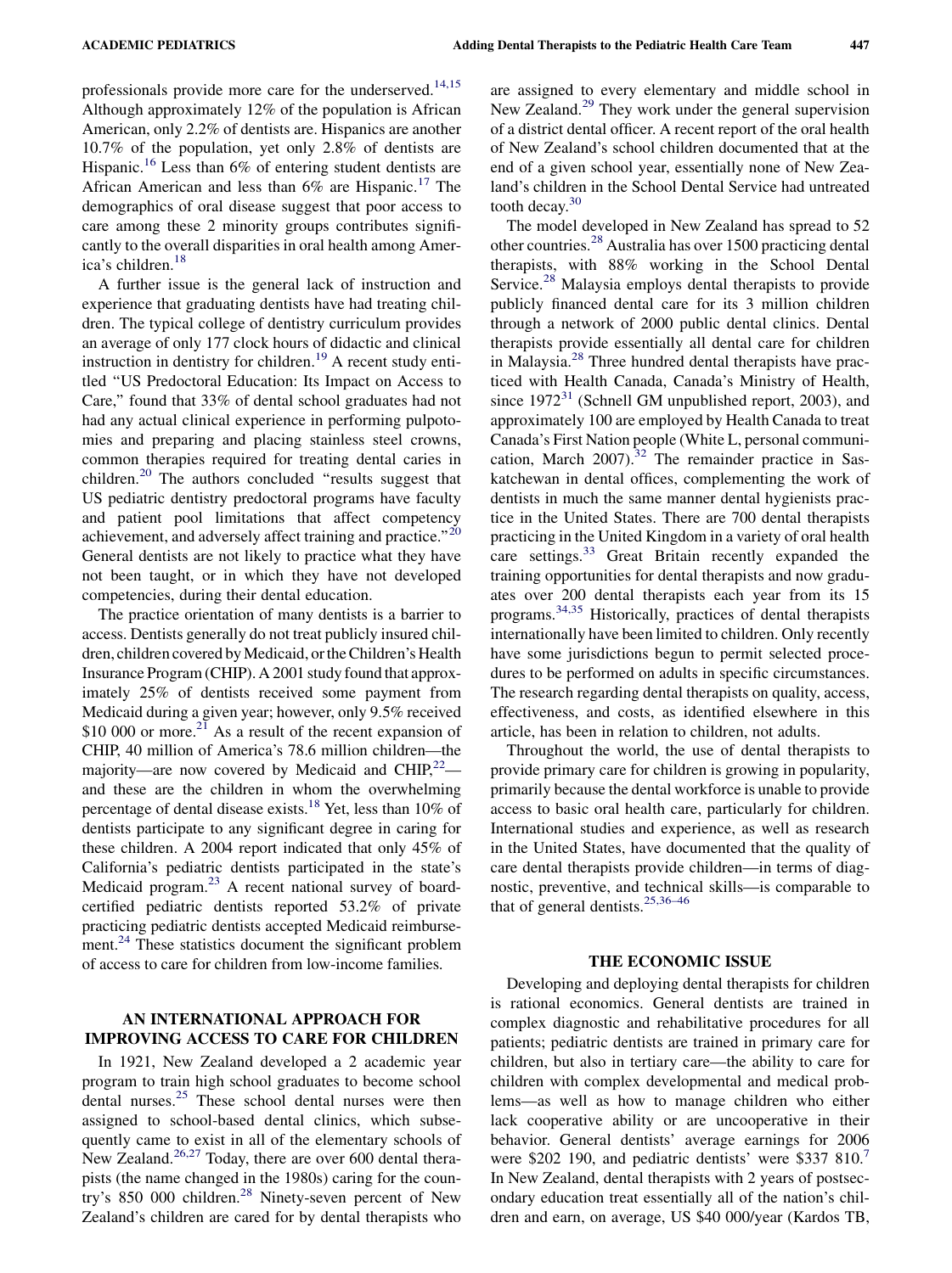professionals provide more care for the underserved.[14,15] Although approximately 12% of the population is African American, only 2.2% of dentists are. Hispanics are another 10.7% of the population, yet only 2.8% of dentists are Hispanic.[16] Less than 6% of entering student dentists are African American and less than 6% are Hispanic.[17] The demographics of oral disease suggest that poor access to care among these 2 minority groups contributes significantly to the overall disparities in oral health among America's children.[18]

A further issue is the general lack of instruction and experience that graduating dentists have had treating children. The typical college of dentistry curriculum provides an average of only 177 clock hours of didactic and clinical instruction in dentistry for children.[19] A recent study entitled "US Predoctoral Education: Its Impact on Access to Care," found that 33% of dental school graduates had not had any actual clinical experience in performing pulpotomies and preparing and placing stainless steel crowns, common therapies required for treating dental caries in children.[20] The authors concluded "results suggest that US pediatric dentistry predoctoral programs have faculty and patient pool limitations that affect competency achievement, and adversely affect training and practice."[20] General dentists are not likely to practice what they have not been taught, or in which they have not developed competencies, during their dental education.

The practice orientation of many dentists is a barrier to access. Dentists generally do not treat publicly insured children, children covered by Medicaid, or the Children's Health Insurance Program (CHIP). A 2001 study found that approximately 25% of dentists received some payment from Medicaid during a given year; however, only 9.5% received $10 000 or more.[21] As a result of the recent expansion of CHIP, 40 million of America's 78.6 million children—the majority—are now covered by Medicaid and CHIP,[22]—and these are the children in whom the overwhelming percentage of dental disease exists.[18] Yet, less than 10% of dentists participate to any significant degree in caring for these children. A 2004 report indicated that only 45% of California's pediatric dentists participated in the state's Medicaid program.[23] A recent national survey of board-certified pediatric dentists reported 53.2% of private practicing pediatric dentists accepted Medicaid reimbursement.[24] These statistics document the significant problem of access to care for children from low-income families.

## AN INTERNATIONAL APPROACH FOR IMPROVING ACCESS TO CARE FOR CHILDREN

In 1921, New Zealand developed a 2 academic year program to train high school graduates to become school dental nurses.[25] These school dental nurses were then assigned to school-based dental clinics, which subsequently came to exist in all of the elementary schools of New Zealand.[26,27] Today, there are over 600 dental therapists (the name changed in the 1980s) caring for the country's 850 000 children.[28] Ninety-seven percent of New Zealand's children are cared for by dental therapists who are assigned to every elementary and middle school in New Zealand.[29] They work under the general supervision of a district dental officer. A recent report of the oral health of New Zealand's school children documented that at the end of a given school year, essentially none of New Zealand's children in the School Dental Service had untreated tooth decay.[30]

The model developed in New Zealand has spread to 52 other countries.[28] Australia has over 1500 practicing dental therapists, with 88% working in the School Dental Service.[28] Malaysia employs dental therapists to provide publicly financed dental care for its 3 million children through a network of 2000 public dental clinics. Dental therapists provide essentially all dental care for children in Malaysia.[28] Three hundred dental therapists have practiced with Health Canada, Canada's Ministry of Health, since 1972[31] (Schnell GM unpublished report, 2003), and approximately 100 are employed by Health Canada to treat Canada's First Nation people (White L, personal communication, March 2007).[32] The remainder practice in Saskatchewan in dental offices, complementing the work of dentists in much the same manner dental hygienists practice in the United States. There are 700 dental therapists practicing in the United Kingdom in a variety of oral health care settings.[33] Great Britain recently expanded the training opportunities for dental therapists and now graduates over 200 dental therapists each year from its 15 programs.[34,35] Historically, practices of dental therapists internationally have been limited to children. Only recently have some jurisdictions begun to permit selected procedures to be performed on adults in specific circumstances. The research regarding dental therapists on quality, access, effectiveness, and costs, as identified elsewhere in this article, has been in relation to children, not adults.

Throughout the world, the use of dental therapists to provide primary care for children is growing in popularity, primarily because the dental workforce is unable to provide access to basic oral health care, particularly for children. International studies and experience, as well as research in the United States, have documented that the quality of care dental therapists provide children—in terms of diagnostic, preventive, and technical skills—is comparable to that of general dentists.[25,36–46]

## THE ECONOMIC ISSUE

Developing and deploying dental therapists for children is rational economics. General dentists are trained in complex diagnostic and rehabilitative procedures for all patients; pediatric dentists are trained in primary care for children, but also in tertiary care—the ability to care for children with complex developmental and medical problems—as well as how to manage children who either lack cooperative ability or are uncooperative in their behavior. General dentists' average earnings for 2006 were $202 190, and pediatric dentists' were $337 810.[7] In New Zealand, dental therapists with 2 years of postsecondary education treat essentially all of the nation's children and earn, on average, US $40 000/year (Kardos TB,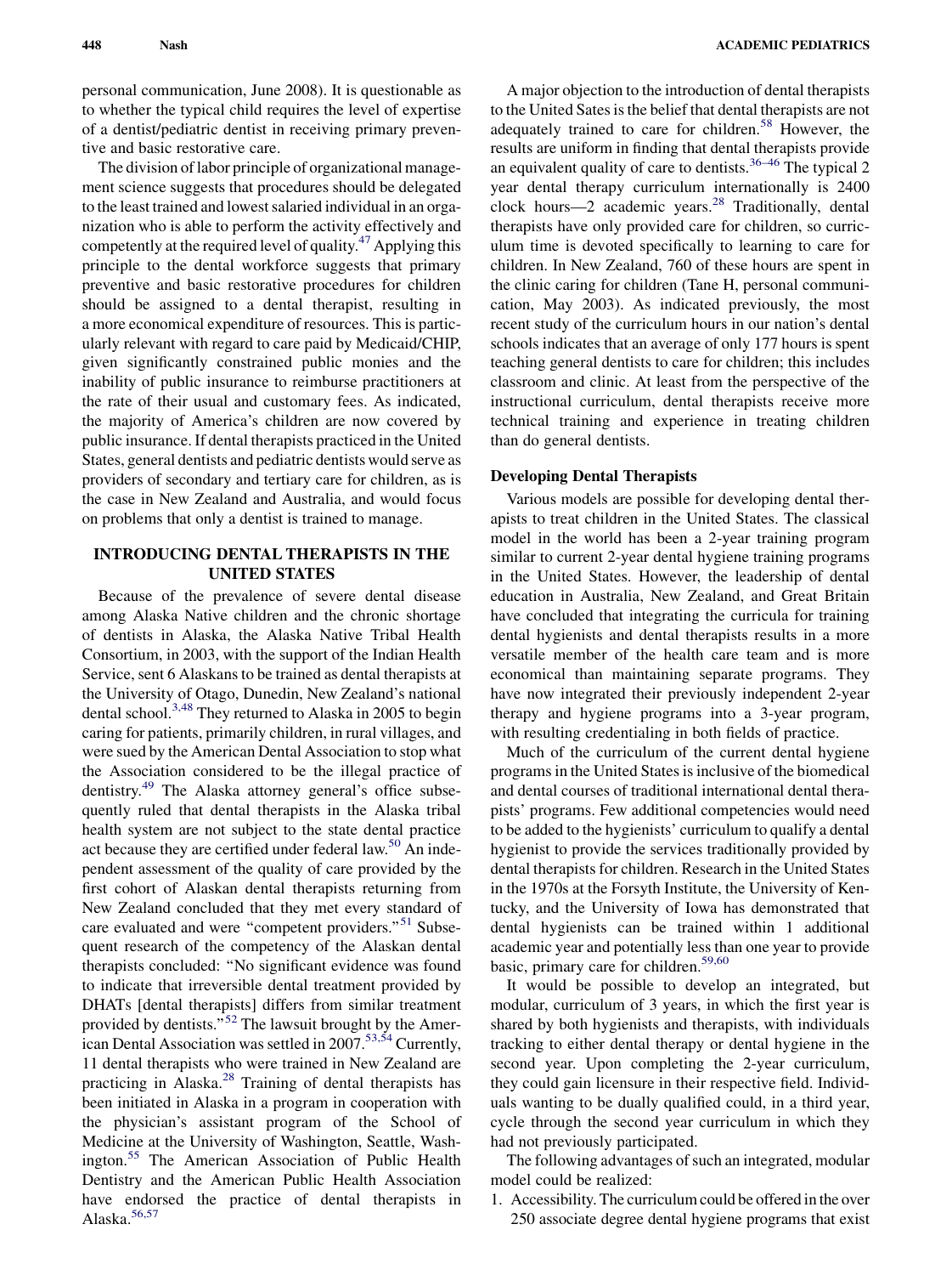personal communication, June 2008). It is questionable as to whether the typical child requires the level of expertise of a dentist/pediatric dentist in receiving primary preventive and basic restorative care.

The division of labor principle of organizational management science suggests that procedures should be delegated to the least trained and lowest salaried individual in an organization who is able to perform the activity effectively and competently at the required level of quality.[47] Applying this principle to the dental workforce suggests that primary preventive and basic restorative procedures for children should be assigned to a dental therapist, resulting in a more economical expenditure of resources. This is particularly relevant with regard to care paid by Medicaid/CHIP, given significantly constrained public monies and the inability of public insurance to reimburse practitioners at the rate of their usual and customary fees. As indicated, the majority of America's children are now covered by public insurance. If dental therapists practiced in the United States, general dentists and pediatric dentists would serve as providers of secondary and tertiary care for children, as is the case in New Zealand and Australia, and would focus on problems that only a dentist is trained to manage.

## INTRODUCING DENTAL THERAPISTS IN THE UNITED STATES

Because of the prevalence of severe dental disease among Alaska Native children and the chronic shortage of dentists in Alaska, the Alaska Native Tribal Health Consortium, in 2003, with the support of the Indian Health Service, sent 6 Alaskans to be trained as dental therapists at the University of Otago, Dunedin, New Zealand's national dental school.[3,48] They returned to Alaska in 2005 to begin caring for patients, primarily children, in rural villages, and were sued by the American Dental Association to stop what the Association considered to be the illegal practice of dentistry.[49] The Alaska attorney general's office subsequently ruled that dental therapists in the Alaska tribal health system are not subject to the state dental practice act because they are certified under federal law.[50] An independent assessment of the quality of care provided by the first cohort of Alaskan dental therapists returning from New Zealand concluded that they met every standard of care evaluated and were "competent providers."[51] Subsequent research of the competency of the Alaskan dental therapists concluded: "No significant evidence was found to indicate that irreversible dental treatment provided by DHATs [dental therapists] differs from similar treatment provided by dentists."[52] The lawsuit brought by the American Dental Association was settled in 2007.[53,54] Currently, 11 dental therapists who were trained in New Zealand are practicing in Alaska.[28] Training of dental therapists has been initiated in Alaska in a program in cooperation with the physician's assistant program of the School of Medicine at the University of Washington, Seattle, Washington.[55] The American Association of Public Health Dentistry and the American Public Health Association have endorsed the practice of dental therapists in Alaska.[56,57]

A major objection to the introduction of dental therapists to the United Sates is the belief that dental therapists are not adequately trained to care for children.[58] However, the results are uniform in finding that dental therapists provide an equivalent quality of care to dentists.[36–46] The typical 2 year dental therapy curriculum internationally is 2400 clock hours—2 academic years.[28] Traditionally, dental therapists have only provided care for children, so curriculum time is devoted specifically to learning to care for children. In New Zealand, 760 of these hours are spent in the clinic caring for children (Tane H, personal communication, May 2003). As indicated previously, the most recent study of the curriculum hours in our nation's dental schools indicates that an average of only 177 hours is spent teaching general dentists to care for children; this includes classroom and clinic. At least from the perspective of the instructional curriculum, dental therapists receive more technical training and experience in treating children than do general dentists.

### Developing Dental Therapists

Various models are possible for developing dental therapists to treat children in the United States. The classical model in the world has been a 2-year training program similar to current 2-year dental hygiene training programs in the United States. However, the leadership of dental education in Australia, New Zealand, and Great Britain have concluded that integrating the curricula for training dental hygienists and dental therapists results in a more versatile member of the health care team and is more economical than maintaining separate programs. They have now integrated their previously independent 2-year therapy and hygiene programs into a 3-year program, with resulting credentialing in both fields of practice.

Much of the curriculum of the current dental hygiene programs in the United States is inclusive of the biomedical and dental courses of traditional international dental therapists' programs. Few additional competencies would need to be added to the hygienists' curriculum to qualify a dental hygienist to provide the services traditionally provided by dental therapists for children. Research in the United States in the 1970s at the Forsyth Institute, the University of Kentucky, and the University of Iowa has demonstrated that dental hygienists can be trained within 1 additional academic year and potentially less than one year to provide basic, primary care for children.[59,60]

It would be possible to develop an integrated, but modular, curriculum of 3 years, in which the first year is shared by both hygienists and therapists, with individuals tracking to either dental therapy or dental hygiene in the second year. Upon completing the 2-year curriculum, they could gain licensure in their respective field. Individuals wanting to be dually qualified could, in a third year, cycle through the second year curriculum in which they had not previously participated.

The following advantages of such an integrated, modular model could be realized:

1. Accessibility. The curriculum could be offered in the over 250 associate degree dental hygiene programs that exist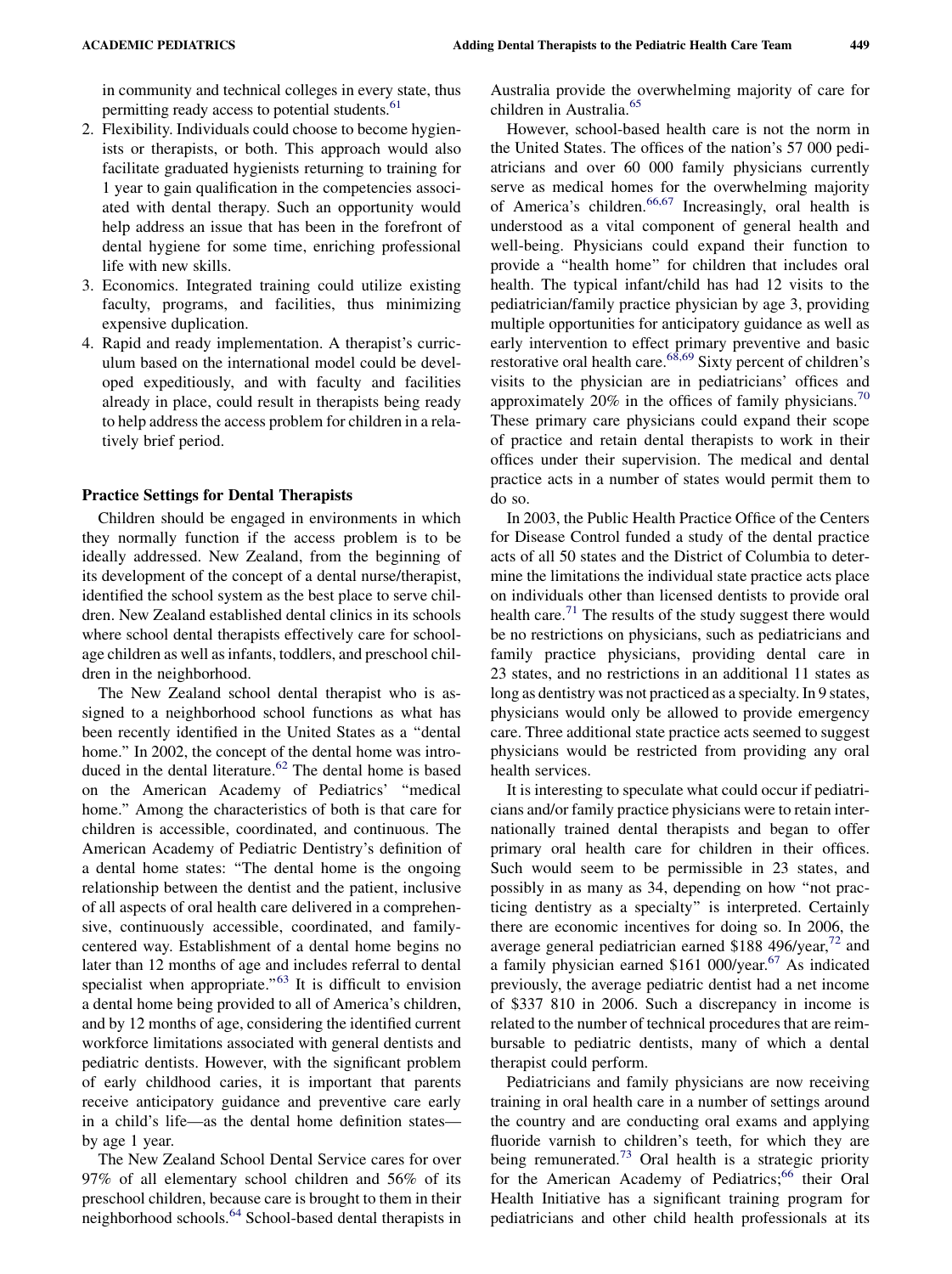in community and technical colleges in every state, thus permitting ready access to potential students.[61]

2. Flexibility. Individuals could choose to become hygienists or therapists, or both. This approach would also facilitate graduated hygienists returning to training for 1 year to gain qualification in the competencies associated with dental therapy. Such an opportunity would help address an issue that has been in the forefront of dental hygiene for some time, enriching professional life with new skills.
3. Economics. Integrated training could utilize existing faculty, programs, and facilities, thus minimizing expensive duplication.
4. Rapid and ready implementation. A therapist's curriculum based on the international model could be developed expeditiously, and with faculty and facilities already in place, could result in therapists being ready to help address the access problem for children in a relatively brief period.

### Practice Settings for Dental Therapists

Children should be engaged in environments in which they normally function if the access problem is to be ideally addressed. New Zealand, from the beginning of its development of the concept of a dental nurse/therapist, identified the school system as the best place to serve children. New Zealand established dental clinics in its schools where school dental therapists effectively care for school-age children as well as infants, toddlers, and preschool children in the neighborhood.

The New Zealand school dental therapist who is assigned to a neighborhood school functions as what has been recently identified in the United States as a "dental home." In 2002, the concept of the dental home was introduced in the dental literature.[62] The dental home is based on the American Academy of Pediatrics' "medical home." Among the characteristics of both is that care for children is accessible, coordinated, and continuous. The American Academy of Pediatric Dentistry's definition of a dental home states: "The dental home is the ongoing relationship between the dentist and the patient, inclusive of all aspects of oral health care delivered in a comprehensive, continuously accessible, coordinated, and family-centered way. Establishment of a dental home begins no later than 12 months of age and includes referral to dental specialist when appropriate."[63] It is difficult to envision a dental home being provided to all of America's children, and by 12 months of age, considering the identified current workforce limitations associated with general dentists and pediatric dentists. However, with the significant problem of early childhood caries, it is important that parents receive anticipatory guidance and preventive care early in a child's life—as the dental home definition states—by age 1 year.

The New Zealand School Dental Service cares for over 97% of all elementary school children and 56% of its preschool children, because care is brought to them in their neighborhood schools.[64] School-based dental therapists in Australia provide the overwhelming majority of care for children in Australia.[65]

However, school-based health care is not the norm in the United States. The offices of the nation's 57 000 pediatricians and over 60 000 family physicians currently serve as medical homes for the overwhelming majority of America's children.[66,67] Increasingly, oral health is understood as a vital component of general health and well-being. Physicians could expand their function to provide a "health home" for children that includes oral health. The typical infant/child has had 12 visits to the pediatrician/family practice physician by age 3, providing multiple opportunities for anticipatory guidance as well as early intervention to effect primary preventive and basic restorative oral health care.[68,69] Sixty percent of children's visits to the physician are in pediatricians' offices and approximately 20% in the offices of family physicians.[70] These primary care physicians could expand their scope of practice and retain dental therapists to work in their offices under their supervision. The medical and dental practice acts in a number of states would permit them to do so.

In 2003, the Public Health Practice Office of the Centers for Disease Control funded a study of the dental practice acts of all 50 states and the District of Columbia to determine the limitations the individual state practice acts place on individuals other than licensed dentists to provide oral health care.[71] The results of the study suggest there would be no restrictions on physicians, such as pediatricians and family practice physicians, providing dental care in 23 states, and no restrictions in an additional 11 states as long as dentistry was not practiced as a specialty. In 9 states, physicians would only be allowed to provide emergency care. Three additional state practice acts seemed to suggest physicians would be restricted from providing any oral health services.

It is interesting to speculate what could occur if pediatricians and/or family practice physicians were to retain internationally trained dental therapists and began to offer primary oral health care for children in their offices. Such would seem to be permissible in 23 states, and possibly in as many as 34, depending on how "not practicing dentistry as a specialty" is interpreted. Certainly there are economic incentives for doing so. In 2006, the average general pediatrician earned \$188 496/year,[72] and a family physician earned \$161 000/year.[67] As indicated previously, the average pediatric dentist had a net income of \$337 810 in 2006. Such a discrepancy in income is related to the number of technical procedures that are reimbursable to pediatric dentists, many of which a dental therapist could perform.

Pediatricians and family physicians are now receiving training in oral health care in a number of settings around the country and are conducting oral exams and applying fluoride varnish to children's teeth, for which they are being remunerated.[73] Oral health is a strategic priority for the American Academy of Pediatrics;[66] their Oral Health Initiative has a significant training program for pediatricians and other child health professionals at its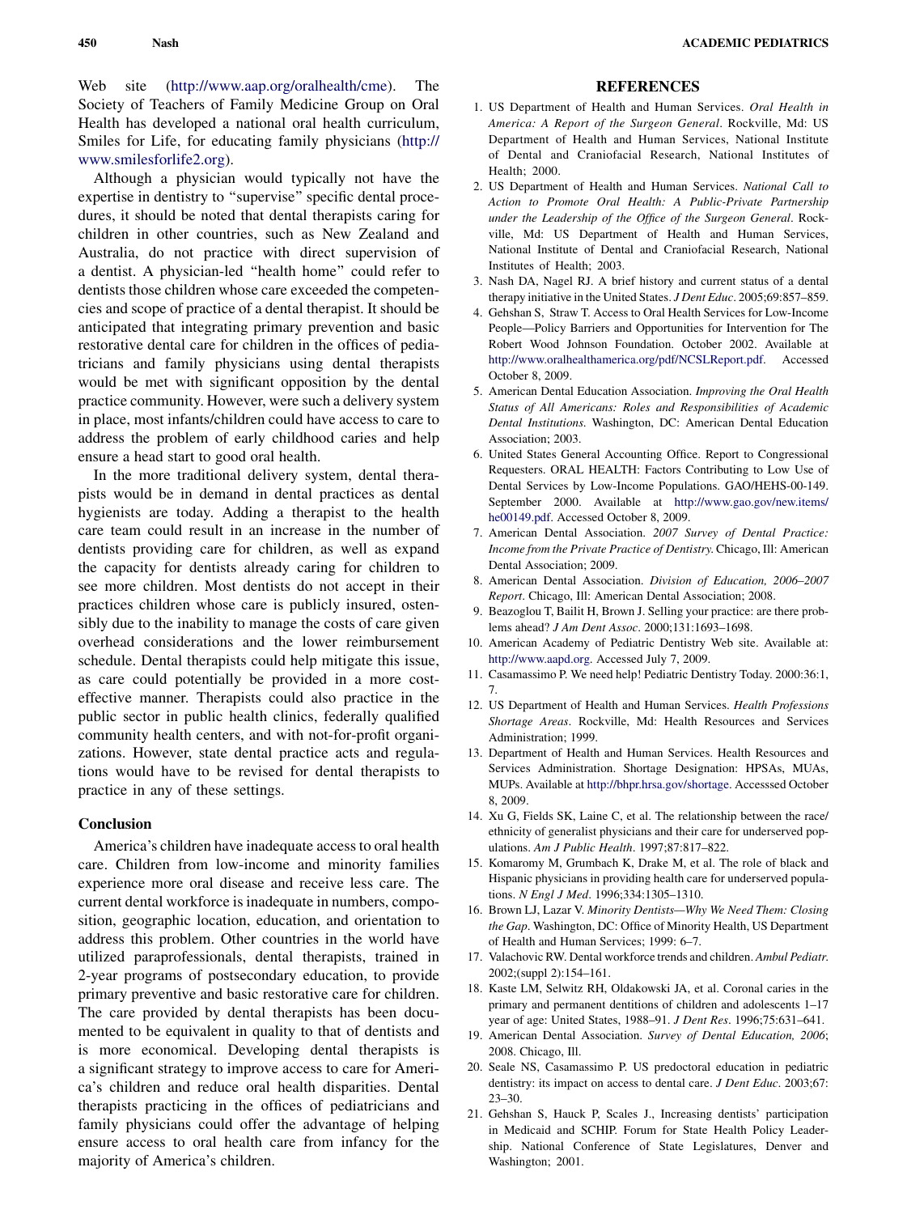Web site (http://www.aap.org/oralhealth/cme). The Society of Teachers of Family Medicine Group on Oral Health has developed a national oral health curriculum, Smiles for Life, for educating family physicians (http://www.smilesforlife2.org).

Although a physician would typically not have the expertise in dentistry to "supervise" specific dental procedures, it should be noted that dental therapists caring for children in other countries, such as New Zealand and Australia, do not practice with direct supervision of a dentist. A physician-led "health home" could refer to dentists those children whose care exceeded the competencies and scope of practice of a dental therapist. It should be anticipated that integrating primary prevention and basic restorative dental care for children in the offices of pediatricians and family physicians using dental therapists would be met with significant opposition by the dental practice community. However, were such a delivery system in place, most infants/children could have access to care to address the problem of early childhood caries and help ensure a head start to good oral health.

In the more traditional delivery system, dental therapists would be in demand in dental practices as dental hygienists are today. Adding a therapist to the health care team could result in an increase in the number of dentists providing care for children, as well as expand the capacity for dentists already caring for children to see more children. Most dentists do not accept in their practices children whose care is publicly insured, ostensibly due to the inability to manage the costs of care given overhead considerations and the lower reimbursement schedule. Dental therapists could help mitigate this issue, as care could potentially be provided in a more cost-effective manner. Therapists could also practice in the public sector in public health clinics, federally qualified community health centers, and with not-for-profit organizations. However, state dental practice acts and regulations would have to be revised for dental therapists to practice in any of these settings.

## Conclusion

America's children have inadequate access to oral health care. Children from low-income and minority families experience more oral disease and receive less care. The current dental workforce is inadequate in numbers, composition, geographic location, education, and orientation to address this problem. Other countries in the world have utilized paraprofessionals, dental therapists, trained in 2-year programs of postsecondary education, to provide primary preventive and basic restorative care for children. The care provided by dental therapists has been documented to be equivalent in quality to that of dentists and is more economical. Developing dental therapists is a significant strategy to improve access to care for America's children and reduce oral health disparities. Dental therapists practicing in the offices of pediatricians and family physicians could offer the advantage of helping ensure access to oral health care from infancy for the majority of America's children.

## REFERENCES

1. US Department of Health and Human Services. *Oral Health in America: A Report of the Surgeon General*. Rockville, Md: US Department of Health and Human Services, National Institute of Dental and Craniofacial Research, National Institutes of Health; 2000.
2. US Department of Health and Human Services. *National Call to Action to Promote Oral Health: A Public-Private Partnership under the Leadership of the Office of the Surgeon General*. Rockville, Md: US Department of Health and Human Services, National Institute of Dental and Craniofacial Research, National Institutes of Health; 2003.
3. Nash DA, Nagel RJ. A brief history and current status of a dental therapy initiative in the United States. *J Dent Educ*. 2005;69:857–859.
4. Gehshan S, Straw T. Access to Oral Health Services for Low-Income People—Policy Barriers and Opportunities for Intervention for The Robert Wood Johnson Foundation. October 2002. Available at http://www.oralhealthamerica.org/pdf/NCSLReport.pdf. Accessed October 8, 2009.
5. American Dental Education Association. *Improving the Oral Health Status of All Americans: Roles and Responsibilities of Academic Dental Institutions*. Washington, DC: American Dental Education Association; 2003.
6. United States General Accounting Office. Report to Congressional Requesters. ORAL HEALTH: Factors Contributing to Low Use of Dental Services by Low-Income Populations. GAO/HEHS-00-149. September 2000. Available at http://www.gao.gov/new.items/he00149.pdf. Accessed October 8, 2009.
7. American Dental Association. *2007 Survey of Dental Practice: Income from the Private Practice of Dentistry*. Chicago, Ill: American Dental Association; 2009.
8. American Dental Association. *Division of Education, 2006–2007 Report*. Chicago, Ill: American Dental Association; 2008.
9. Beazoglou T, Bailit H, Brown J. Selling your practice: are there problems ahead? *J Am Dent Assoc*. 2000;131:1693–1698.
10. American Academy of Pediatric Dentistry Web site. Available at: http://www.aapd.org. Accessed July 7, 2009.
11. Casamassimo P. We need help! Pediatric Dentistry Today. 2000:36:1, 7.
12. US Department of Health and Human Services. *Health Professions Shortage Areas*. Rockville, Md: Health Resources and Services Administration; 1999.
13. Department of Health and Human Services. Health Resources and Services Administration. Shortage Designation: HPSAs, MUAs, MUPs. Available at http://bhpr.hrsa.gov/shortage. Accesssed October 8, 2009.
14. Xu G, Fields SK, Laine C, et al. The relationship between the race/ethnicity of generalist physicians and their care for underserved populations. *Am J Public Health*. 1997;87:817–822.
15. Komaromy M, Grumbach K, Drake M, et al. The role of black and Hispanic physicians in providing health care for underserved populations. *N Engl J Med*. 1996;334:1305–1310.
16. Brown LJ, Lazar V. *Minority Dentists—Why We Need Them: Closing the Gap*. Washington, DC: Office of Minority Health, US Department of Health and Human Services; 1999: 6–7.
17. Valachovic RW. Dental workforce trends and children. *Ambul Pediatr*. 2002;(suppl 2):154–161.
18. Kaste LM, Selwitz RH, Oldakowski JA, et al. Coronal caries in the primary and permanent dentitions of children and adolescents 1–17 year of age: United States, 1988–91. *J Dent Res*. 1996;75:631–641.
19. American Dental Association. *Survey of Dental Education, 2006*; 2008. Chicago, Ill.
20. Seale NS, Casamassimo P. US predoctoral education in pediatric dentistry: its impact on access to dental care. *J Dent Educ*. 2003;67: 23–30.
21. Gehshan S, Hauck P, Scales J., Increasing dentists' participation in Medicaid and SCHIP. Forum for State Health Policy Leadership. National Conference of State Legislatures, Denver and Washington; 2001.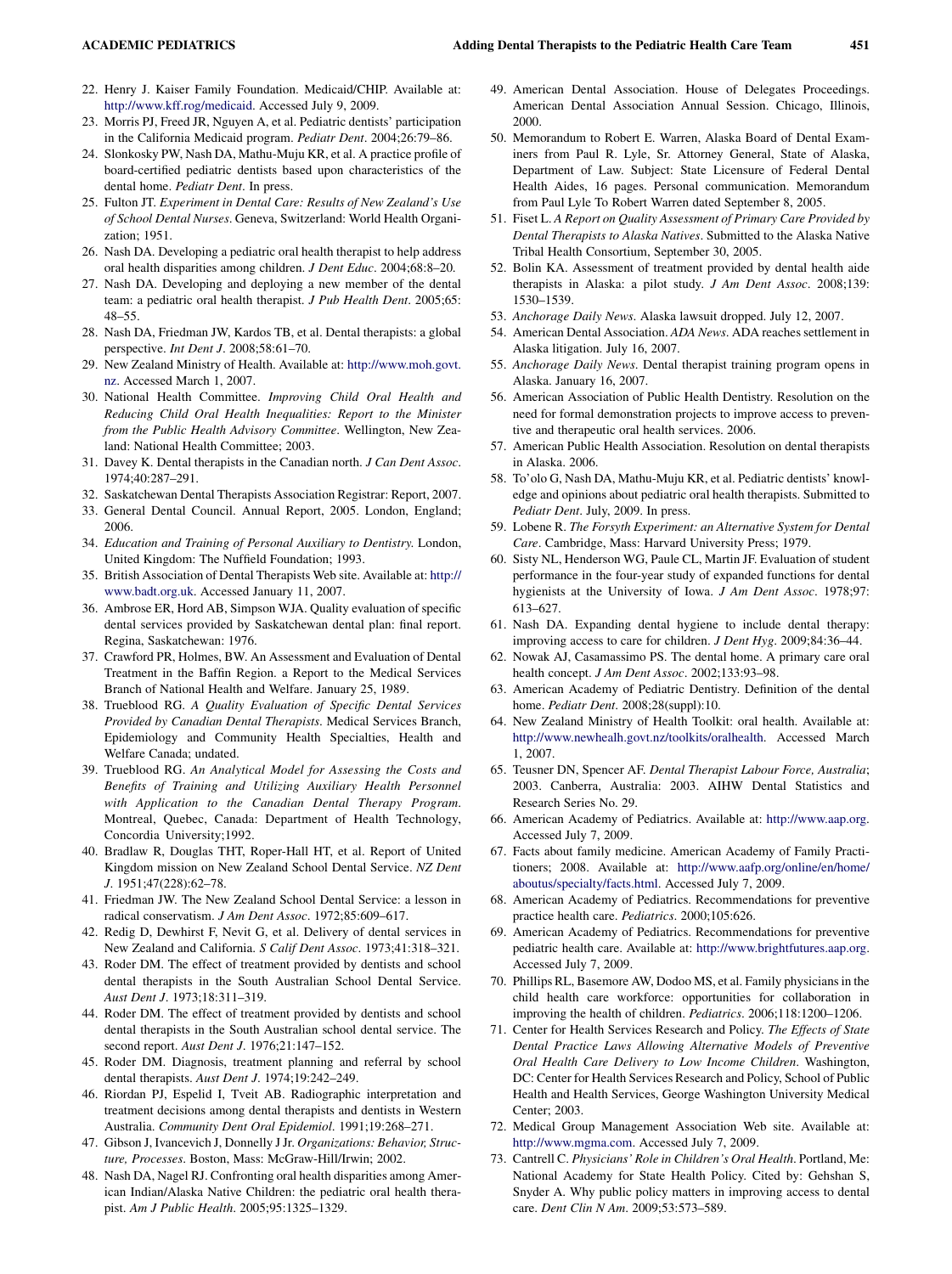22. Henry J. Kaiser Family Foundation. Medicaid/CHIP. Available at: http://www.kff.rog/medicaid. Accessed July 9, 2009.
23. Morris PJ, Freed JR, Nguyen A, et al. Pediatric dentists' participation in the California Medicaid program. *Pediatr Dent*. 2004;26:79–86.
24. Slonkosky PW, Nash DA, Mathu-Muju KR, et al. A practice profile of board-certified pediatric dentists based upon characteristics of the dental home. *Pediatr Dent*. In press.
25. Fulton JT. *Experiment in Dental Care: Results of New Zealand's Use of School Dental Nurses*. Geneva, Switzerland: World Health Organization; 1951.
26. Nash DA. Developing a pediatric oral health therapist to help address oral health disparities among children. *J Dent Educ*. 2004;68:8–20.
27. Nash DA. Developing and deploying a new member of the dental team: a pediatric oral health therapist. *J Pub Health Dent*. 2005;65: 48–55.
28. Nash DA, Friedman JW, Kardos TB, et al. Dental therapists: a global perspective. *Int Dent J*. 2008;58:61–70.
29. New Zealand Ministry of Health. Available at: http://www.moh.govt.nz. Accessed March 1, 2007.
30. National Health Committee. *Improving Child Oral Health and Reducing Child Oral Health Inequalities: Report to the Minister from the Public Health Advisory Committee*. Wellington, New Zealand: National Health Committee; 2003.
31. Davey K. Dental therapists in the Canadian north. *J Can Dent Assoc*. 1974;40:287–291.
32. Saskatchewan Dental Therapists Association Registrar: Report, 2007.
33. General Dental Council. Annual Report, 2005. London, England; 2006.
34. *Education and Training of Personal Auxiliary to Dentistry*. London, United Kingdom: The Nuffield Foundation; 1993.
35. British Association of Dental Therapists Web site. Available at: http://www.badt.org.uk. Accessed January 11, 2007.
36. Ambrose ER, Hord AB, Simpson WJA. Quality evaluation of specific dental services provided by Saskatchewan dental plan: final report. Regina, Saskatchewan: 1976.
37. Crawford PR, Holmes, BW. An Assessment and Evaluation of Dental Treatment in the Baffin Region. a Report to the Medical Services Branch of National Health and Welfare. January 25, 1989.
38. Trueblood RG. *A Quality Evaluation of Specific Dental Services Provided by Canadian Dental Therapists*. Medical Services Branch, Epidemiology and Community Health Specialties, Health and Welfare Canada; undated.
39. Trueblood RG. *An Analytical Model for Assessing the Costs and Benefits of Training and Utilizing Auxiliary Health Personnel with Application to the Canadian Dental Therapy Program*. Montreal, Quebec, Canada: Department of Health Technology, Concordia University;1992.
40. Bradlaw R, Douglas THT, Roper-Hall HT, et al. Report of United Kingdom mission on New Zealand School Dental Service. *NZ Dent J*. 1951;47(228):62–78.
41. Friedman JW. The New Zealand School Dental Service: a lesson in radical conservatism. *J Am Dent Assoc*. 1972;85:609–617.
42. Redig D, Dewhirst F, Nevit G, et al. Delivery of dental services in New Zealand and California. *S Calif Dent Assoc*. 1973;41:318–321.
43. Roder DM. The effect of treatment provided by dentists and school dental therapists in the South Australian School Dental Service. *Aust Dent J*. 1973;18:311–319.
44. Roder DM. The effect of treatment provided by dentists and school dental therapists in the South Australian school dental service. The second report. *Aust Dent J*. 1976;21:147–152.
45. Roder DM. Diagnosis, treatment planning and referral by school dental therapists. *Aust Dent J*. 1974;19:242–249.
46. Riordan PJ, Espelid I, Tveit AB. Radiographic interpretation and treatment decisions among dental therapists and dentists in Western Australia. *Community Dent Oral Epidemiol*. 1991;19:268–271.
47. Gibson J, Ivancevich J, Donnelly J Jr. *Organizations: Behavior, Structure, Processes*. Boston, Mass: McGraw-Hill/Irwin; 2002.
48. Nash DA, Nagel RJ. Confronting oral health disparities among American Indian/Alaska Native Children: the pediatric oral health therapist. *Am J Public Health*. 2005;95:1325–1329.
49. American Dental Association. House of Delegates Proceedings. American Dental Association Annual Session. Chicago, Illinois, 2000.
50. Memorandum to Robert E. Warren, Alaska Board of Dental Examiners from Paul R. Lyle, Sr. Attorney General, State of Alaska, Department of Law. Subject: State Licensure of Federal Dental Health Aides, 16 pages. Personal communication. Memorandum from Paul Lyle To Robert Warren dated September 8, 2005.
51. Fiset L. *A Report on Quality Assessment of Primary Care Provided by Dental Therapists to Alaska Natives*. Submitted to the Alaska Native Tribal Health Consortium, September 30, 2005.
52. Bolin KA. Assessment of treatment provided by dental health aide therapists in Alaska: a pilot study. *J Am Dent Assoc*. 2008;139: 1530–1539.
53. *Anchorage Daily News*. Alaska lawsuit dropped. July 12, 2007.
54. American Dental Association. *ADA News*. ADA reaches settlement in Alaska litigation. July 16, 2007.
55. *Anchorage Daily News*. Dental therapist training program opens in Alaska. January 16, 2007.
56. American Association of Public Health Dentistry. Resolution on the need for formal demonstration projects to improve access to preventive and therapeutic oral health services. 2006.
57. American Public Health Association. Resolution on dental therapists in Alaska. 2006.
58. To'olo G, Nash DA, Mathu-Muju KR, et al. Pediatric dentists' knowledge and opinions about pediatric oral health therapists. Submitted to *Pediatr Dent*. July, 2009. In press.
59. Lobene R. *The Forsyth Experiment: an Alternative System for Dental Care*. Cambridge, Mass: Harvard University Press; 1979.
60. Sisty NL, Henderson WG, Paule CL, Martin JF. Evaluation of student performance in the four-year study of expanded functions for dental hygienists at the University of Iowa. *J Am Dent Assoc*. 1978;97: 613–627.
61. Nash DA. Expanding dental hygiene to include dental therapy: improving access to care for children. *J Dent Hyg*. 2009;84:36–44.
62. Nowak AJ, Casamassimo PS. The dental home. A primary care oral health concept. *J Am Dent Assoc*. 2002;133:93–98.
63. American Academy of Pediatric Dentistry. Definition of the dental home. *Pediatr Dent*. 2008;28(suppl):10.
64. New Zealand Ministry of Health Toolkit: oral health. Available at: http://www.newhealh.govt.nz/toolkits/oralhealth. Accessed March 1, 2007.
65. Teusner DN, Spencer AF. *Dental Therapist Labour Force, Australia*; 2003. Canberra, Australia: 2003. AIHW Dental Statistics and Research Series No. 29.
66. American Academy of Pediatrics. Available at: http://www.aap.org. Accessed July 7, 2009.
67. Facts about family medicine. American Academy of Family Practitioners; 2008. Available at: http://www.aafp.org/online/en/home/aboutus/specialty/facts.html. Accessed July 7, 2009.
68. American Academy of Pediatrics. Recommendations for preventive practice health care. *Pediatrics*. 2000;105:626.
69. American Academy of Pediatrics. Recommendations for preventive pediatric health care. Available at: http://www.brightfutures.aap.org. Accessed July 7, 2009.
70. Phillips RL, Basemore AW, Dodoo MS, et al. Family physicians in the child health care workforce: opportunities for collaboration in improving the health of children. *Pediatrics*. 2006;118:1200–1206.
71. Center for Health Services Research and Policy. *The Effects of State Dental Practice Laws Allowing Alternative Models of Preventive Oral Health Care Delivery to Low Income Children*. Washington, DC: Center for Health Services Research and Policy, School of Public Health and Health Services, George Washington University Medical Center; 2003.
72. Medical Group Management Association Web site. Available at: http://www.mgma.com. Accessed July 7, 2009.
73. Cantrell C. *Physicians' Role in Children's Oral Health*. Portland, Me: National Academy for State Health Policy. Cited by: Gehshan S, Snyder A. Why public policy matters in improving access to dental care. *Dent Clin N Am*. 2009;53:573–589.